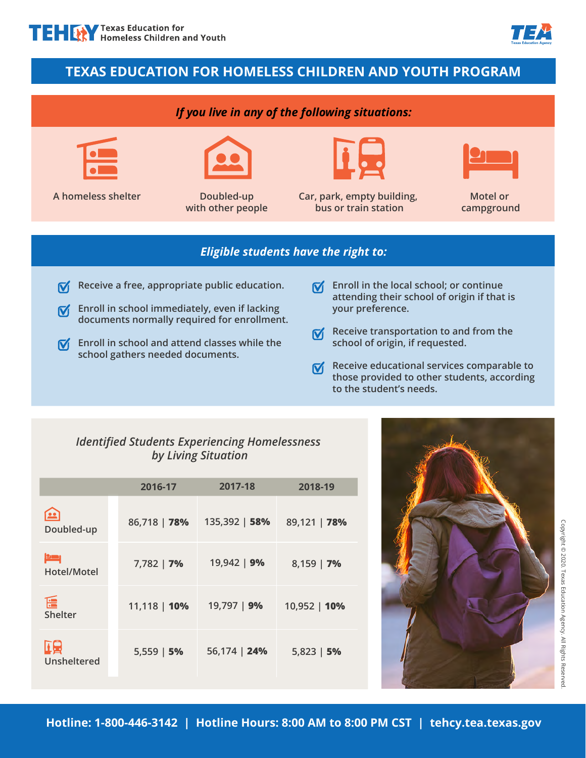TEHCY Texas Education for Homeless Children and Youth

TEA Texas Education Agency

# TEXAS EDUCATION FOR HOMELESS CHILDREN AND YOUTH PROGRAM

## *If you live in any of the following situations:*

- A homeless shelter
- Doubled-up with other people
- Car, park, empty building, bus or train station
- Motel or campground

## *Eligible students have the right to:*

- Receive a free, appropriate public education.
- Enroll in school immediately, even if lacking documents normally required for enrollment.
- Enroll in school and attend classes while the school gathers needed documents.
- Enroll in the local school; or continue attending their school of origin if that is your preference.
- Receive transportation to and from the school of origin, if requested.
- Receive educational services comparable to those provided to other students, according to the student's needs.

### *Identified Students Experiencing Homelessness by Living Situation*

| | 2016-17 | 2017-18 | 2018-19 |
|---|---|---|---|
| Doubled-up | 86,718 \| **78%** | 135,392 \| **58%** | 89,121 \| **78%** |
| Hotel/Motel | 7,782 \| **7%** | 19,942 \| **9%** | 8,159 \| **7%** |
| Shelter | 11,118 \| **10%** | 19,797 \| **9%** | 10,952 \| **10%** |
| Unsheltered | 5,559 \| **5%** | 56,174 \| **24%** | 5,823 \| **5%** |

Copyright © 2020. Texas Education Agency. All Rights Reserved.

**Hotline: 1-800-446-3142 | Hotline Hours: 8:00 AM to 8:00 PM CST | tehcy.tea.texas.gov**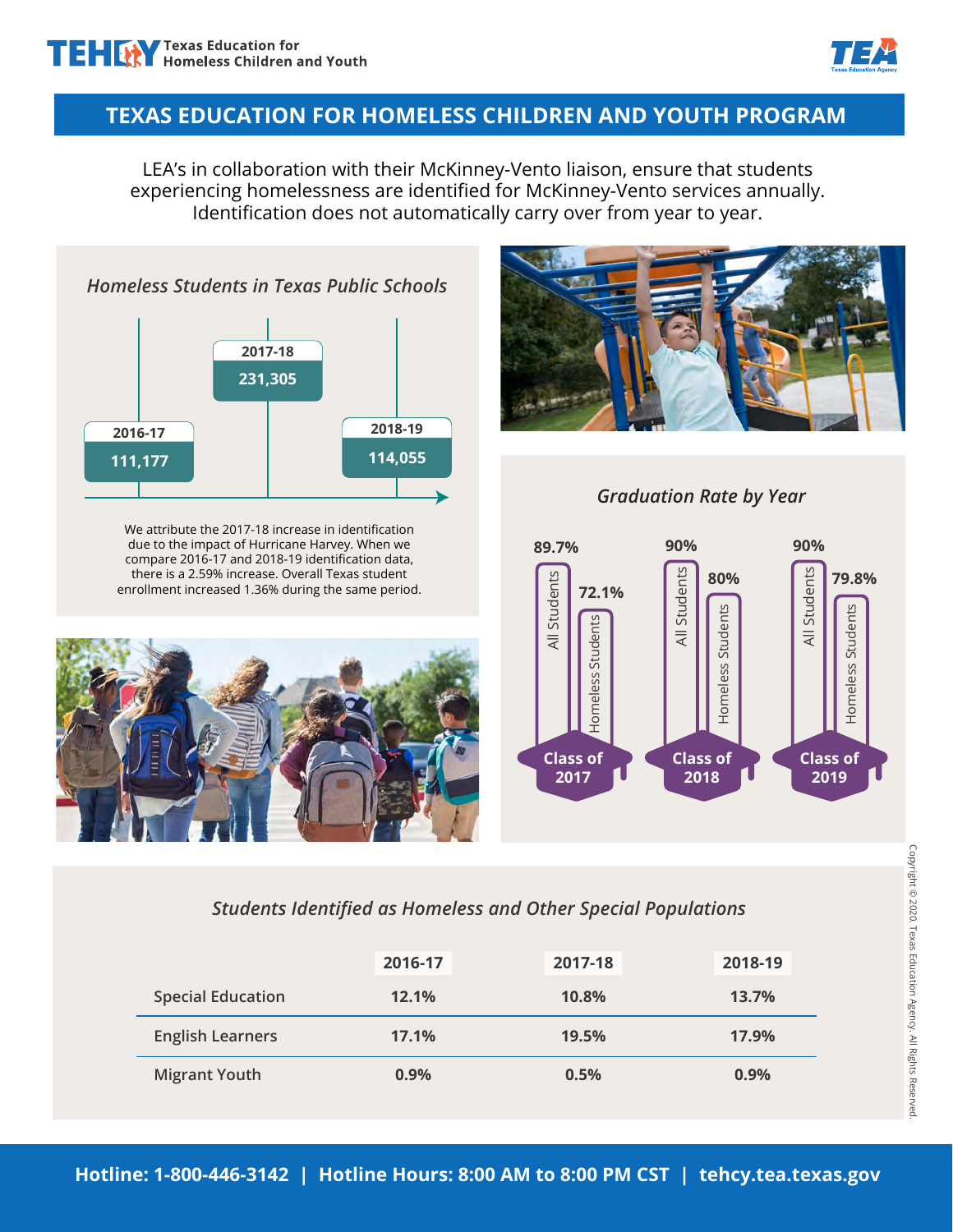TEHCY Texas Education for Homeless Children and Youth

# TEXAS EDUCATION FOR HOMELESS CHILDREN AND YOUTH PROGRAM

LEA's in collaboration with their McKinney-Vento liaison, ensure that students experiencing homelessness are identified for McKinney-Vento services annually. Identification does not automatically carry over from year to year.

## *Homeless Students in Texas Public Schools*

2016-17
111,177

2017-18
231,305

2018-19
114,055

We attribute the 2017-18 increase in identification due to the impact of Hurricane Harvey. When we compare 2016-17 and 2018-19 identification data, there is a 2.59% increase. Overall Texas student enrollment increased 1.36% during the same period.

## *Graduation Rate by Year*

Class of 2017
All Students 89.7%
Homeless Students 72.1%

Class of 2018
All Students 90%
Homeless Students 80%

Class of 2019
All Students 90%
Homeless Students 79.8%

## *Students Identified as Homeless and Other Special Populations*

| | 2016-17 | 2017-18 | 2018-19 |
|---|---|---|---|
| Special Education | 12.1% | 10.8% | 13.7% |
| English Learners | 17.1% | 19.5% | 17.9% |
| Migrant Youth | 0.9% | 0.5% | 0.9% |

Copyright © 2020. Texas Education Agency. All Rights Reserved.

**Hotline: 1-800-446-3142 | Hotline Hours: 8:00 AM to 8:00 PM CST | tehcy.tea.texas.gov**